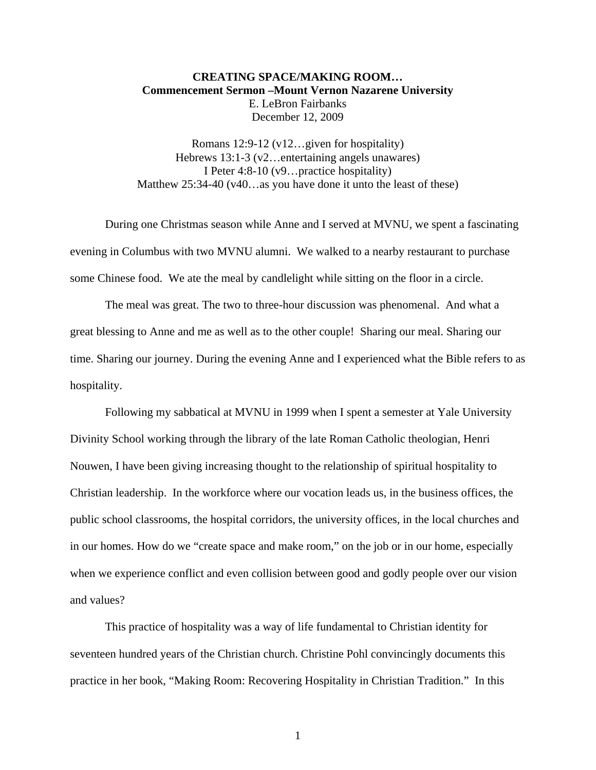**CREATING SPACE/MAKING ROOM…**
**Commencement Sermon –Mount Vernon Nazarene University**
E. LeBron Fairbanks
December 12, 2009

Romans 12:9-12 (v12…given for hospitality)
Hebrews 13:1-3 (v2…entertaining angels unawares)
I Peter 4:8-10 (v9…practice hospitality)
Matthew 25:34-40 (v40…as you have done it unto the least of these)

During one Christmas season while Anne and I served at MVNU, we spent a fascinating evening in Columbus with two MVNU alumni. We walked to a nearby restaurant to purchase some Chinese food. We ate the meal by candlelight while sitting on the floor in a circle.

The meal was great. The two to three-hour discussion was phenomenal. And what a great blessing to Anne and me as well as to the other couple! Sharing our meal. Sharing our time. Sharing our journey. During the evening Anne and I experienced what the Bible refers to as hospitality.

Following my sabbatical at MVNU in 1999 when I spent a semester at Yale University Divinity School working through the library of the late Roman Catholic theologian, Henri Nouwen, I have been giving increasing thought to the relationship of spiritual hospitality to Christian leadership. In the workforce where our vocation leads us, in the business offices, the public school classrooms, the hospital corridors, the university offices, in the local churches and in our homes. How do we "create space and make room," on the job or in our home, especially when we experience conflict and even collision between good and godly people over our vision and values?

This practice of hospitality was a way of life fundamental to Christian identity for seventeen hundred years of the Christian church. Christine Pohl convincingly documents this practice in her book, "Making Room: Recovering Hospitality in Christian Tradition." In this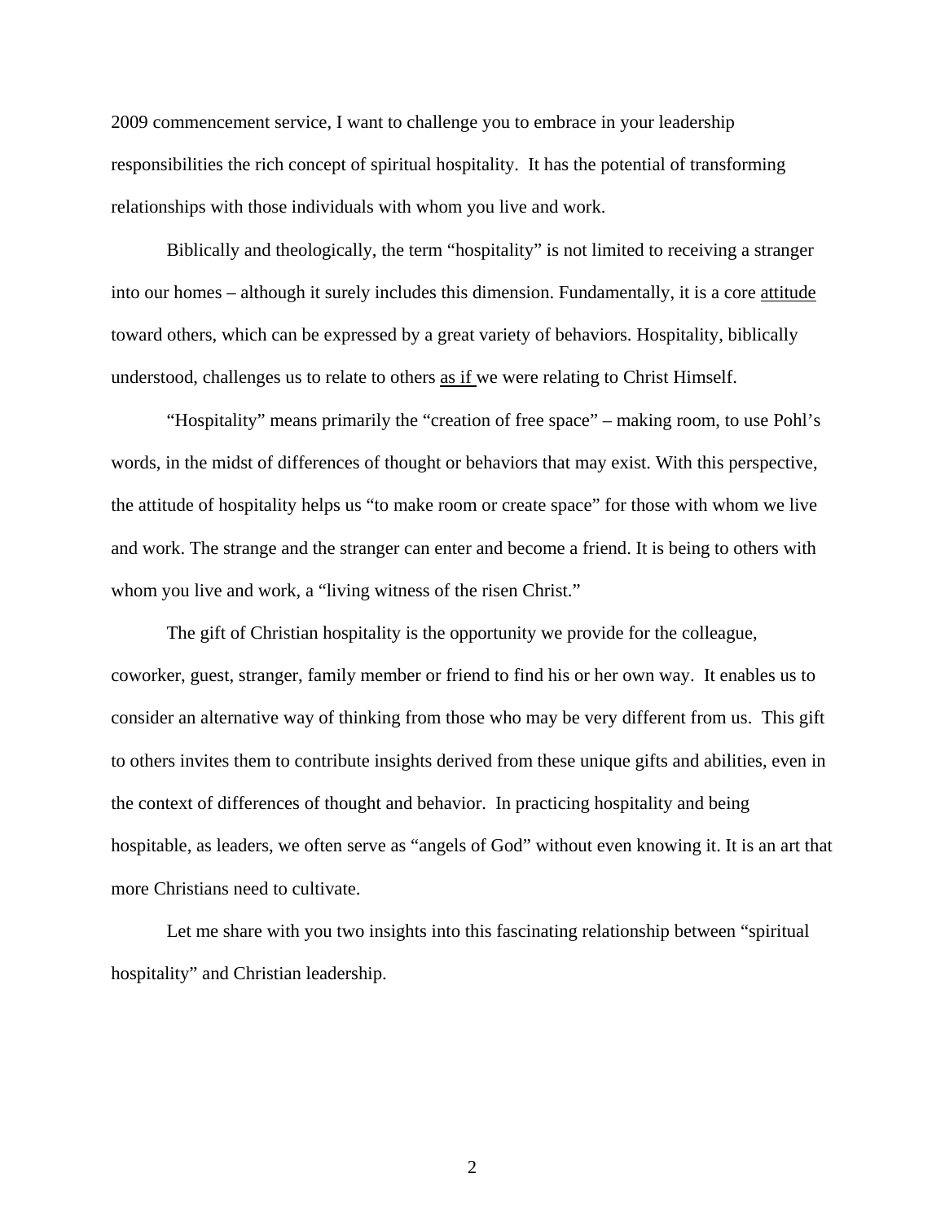2009 commencement service, I want to challenge you to embrace in your leadership responsibilities the rich concept of spiritual hospitality. It has the potential of transforming relationships with those individuals with whom you live and work.

Biblically and theologically, the term "hospitality" is not limited to receiving a stranger into our homes – although it surely includes this dimension. Fundamentally, it is a core <u>attitude</u> toward others, which can be expressed by a great variety of behaviors. Hospitality, biblically understood, challenges us to relate to others <u>as if</u> we were relating to Christ Himself.

"Hospitality" means primarily the "creation of free space" – making room, to use Pohl's words, in the midst of differences of thought or behaviors that may exist. With this perspective, the attitude of hospitality helps us "to make room or create space" for those with whom we live and work. The strange and the stranger can enter and become a friend. It is being to others with whom you live and work, a "living witness of the risen Christ."

The gift of Christian hospitality is the opportunity we provide for the colleague, coworker, guest, stranger, family member or friend to find his or her own way. It enables us to consider an alternative way of thinking from those who may be very different from us. This gift to others invites them to contribute insights derived from these unique gifts and abilities, even in the context of differences of thought and behavior. In practicing hospitality and being hospitable, as leaders, we often serve as "angels of God" without even knowing it. It is an art that more Christians need to cultivate.

Let me share with you two insights into this fascinating relationship between "spiritual hospitality" and Christian leadership.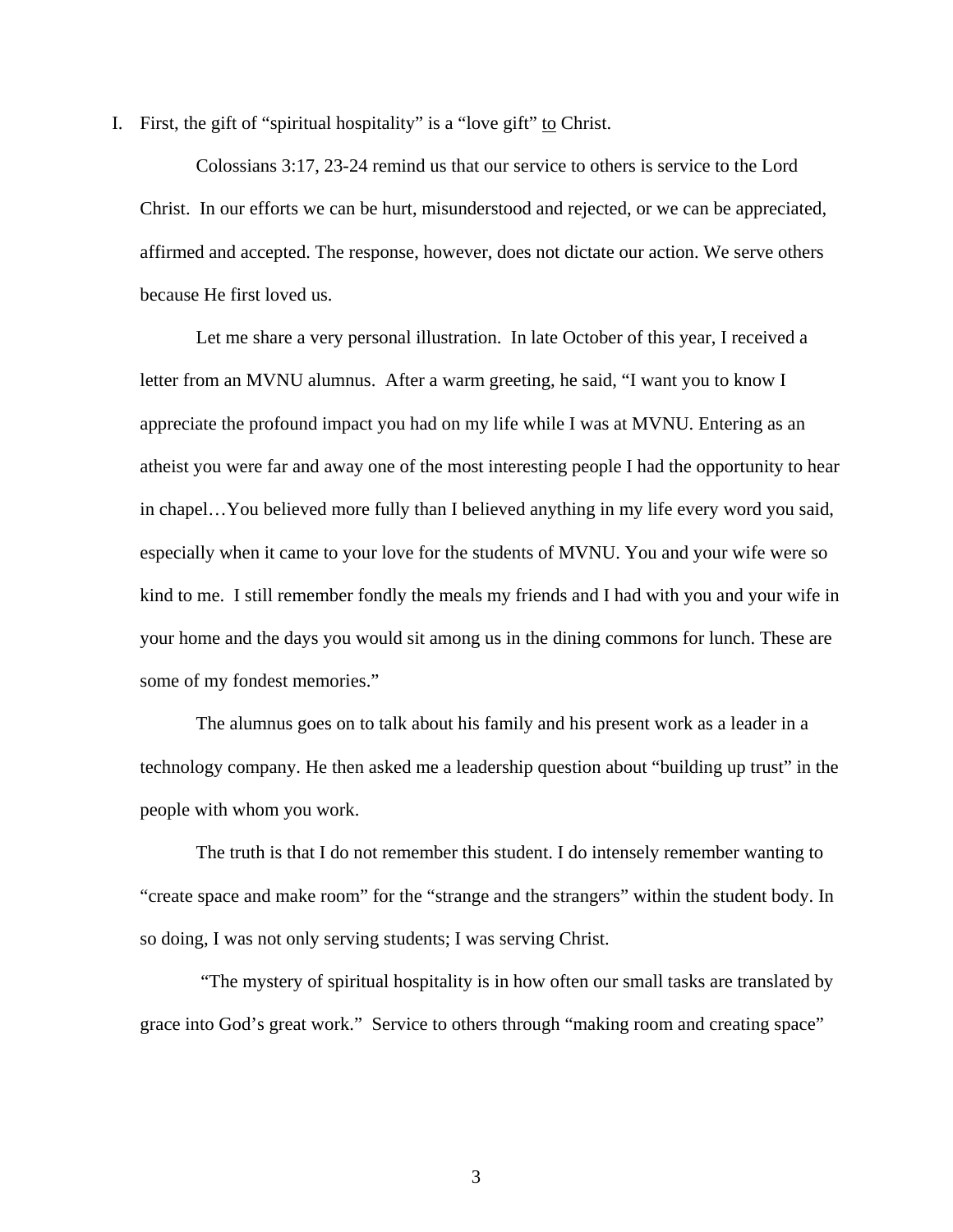I. First, the gift of "spiritual hospitality" is a "love gift" <u>to</u> Christ.

Colossians 3:17, 23-24 remind us that our service to others is service to the Lord Christ. In our efforts we can be hurt, misunderstood and rejected, or we can be appreciated, affirmed and accepted. The response, however, does not dictate our action. We serve others because He first loved us.

Let me share a very personal illustration. In late October of this year, I received a letter from an MVNU alumnus. After a warm greeting, he said, "I want you to know I appreciate the profound impact you had on my life while I was at MVNU. Entering as an atheist you were far and away one of the most interesting people I had the opportunity to hear in chapel…You believed more fully than I believed anything in my life every word you said, especially when it came to your love for the students of MVNU. You and your wife were so kind to me. I still remember fondly the meals my friends and I had with you and your wife in your home and the days you would sit among us in the dining commons for lunch. These are some of my fondest memories."

The alumnus goes on to talk about his family and his present work as a leader in a technology company. He then asked me a leadership question about "building up trust" in the people with whom you work.

The truth is that I do not remember this student. I do intensely remember wanting to "create space and make room" for the "strange and the strangers" within the student body. In so doing, I was not only serving students; I was serving Christ.

"The mystery of spiritual hospitality is in how often our small tasks are translated by grace into God's great work." Service to others through "making room and creating space"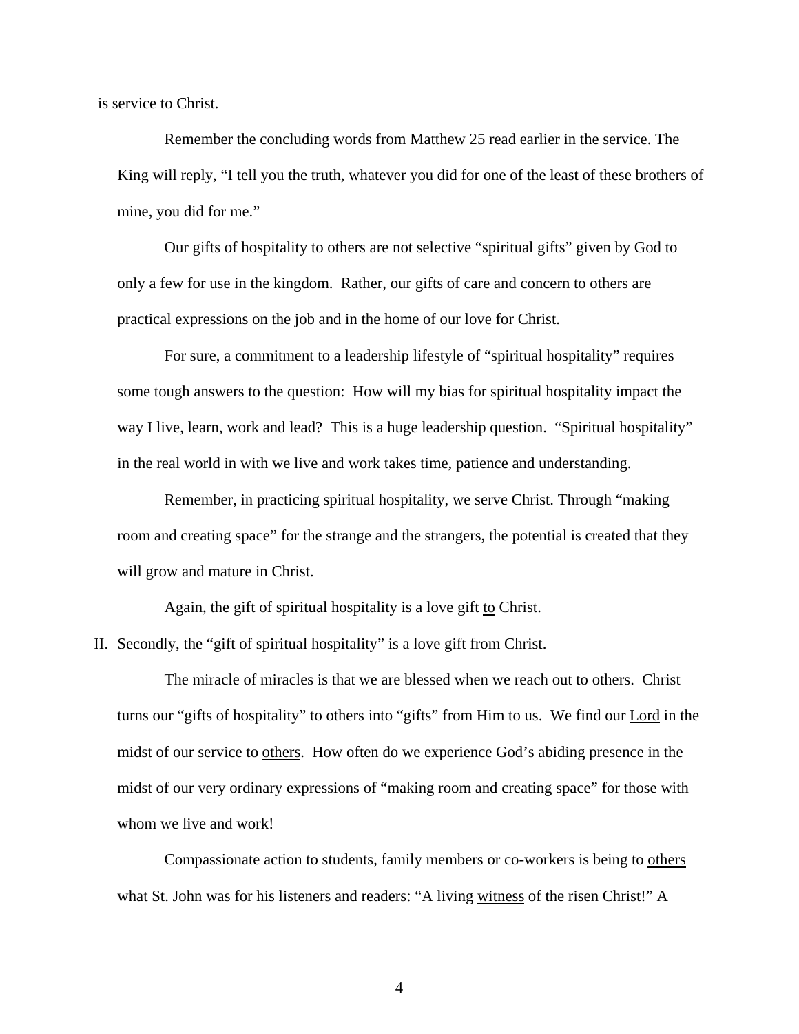is service to Christ.

Remember the concluding words from Matthew 25 read earlier in the service. The King will reply, "I tell you the truth, whatever you did for one of the least of these brothers of mine, you did for me."

Our gifts of hospitality to others are not selective "spiritual gifts" given by God to only a few for use in the kingdom. Rather, our gifts of care and concern to others are practical expressions on the job and in the home of our love for Christ.

For sure, a commitment to a leadership lifestyle of "spiritual hospitality" requires some tough answers to the question: How will my bias for spiritual hospitality impact the way I live, learn, work and lead? This is a huge leadership question. "Spiritual hospitality" in the real world in with we live and work takes time, patience and understanding.

Remember, in practicing spiritual hospitality, we serve Christ. Through "making room and creating space" for the strange and the strangers, the potential is created that they will grow and mature in Christ.

Again, the gift of spiritual hospitality is a love gift <u>to</u> Christ.

II. Secondly, the "gift of spiritual hospitality" is a love gift <u>from</u> Christ.

The miracle of miracles is that <u>we</u> are blessed when we reach out to others. Christ turns our "gifts of hospitality" to others into "gifts" from Him to us. We find our <u>Lord</u> in the midst of our service to <u>others</u>. How often do we experience God's abiding presence in the midst of our very ordinary expressions of "making room and creating space" for those with whom we live and work!

Compassionate action to students, family members or co-workers is being to <u>others</u> what St. John was for his listeners and readers: "A living <u>witness</u> of the risen Christ!" A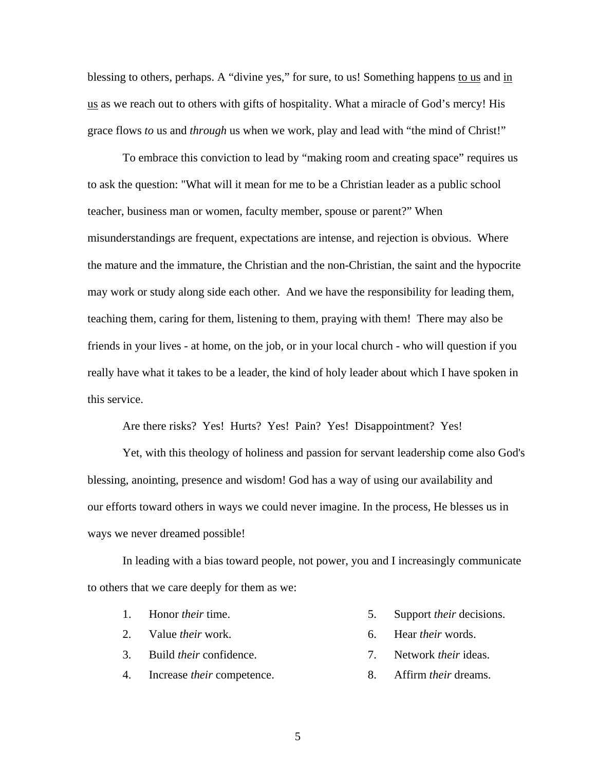blessing to others, perhaps. A "divine yes," for sure, to us! Something happens <u>to us</u> and <u>in us</u> as we reach out to others with gifts of hospitality. What a miracle of God's mercy! His grace flows *to* us and *through* us when we work, play and lead with "the mind of Christ!"

To embrace this conviction to lead by "making room and creating space" requires us to ask the question: "What will it mean for me to be a Christian leader as a public school teacher, business man or women, faculty member, spouse or parent?" When misunderstandings are frequent, expectations are intense, and rejection is obvious. Where the mature and the immature, the Christian and the non-Christian, the saint and the hypocrite may work or study along side each other. And we have the responsibility for leading them, teaching them, caring for them, listening to them, praying with them! There may also be friends in your lives - at home, on the job, or in your local church - who will question if you really have what it takes to be a leader, the kind of holy leader about which I have spoken in this service.

Are there risks? Yes! Hurts? Yes! Pain? Yes! Disappointment? Yes!

Yet, with this theology of holiness and passion for servant leadership come also God's blessing, anointing, presence and wisdom! God has a way of using our availability and our efforts toward others in ways we could never imagine. In the process, He blesses us in ways we never dreamed possible!

In leading with a bias toward people, not power, you and I increasingly communicate to others that we care deeply for them as we:

1. Honor *their* time.
2. Value *their* work.
3. Build *their* confidence.
4. Increase *their* competence.
5. Support *their* decisions.
6. Hear *their* words.
7. Network *their* ideas.
8. Affirm *their* dreams.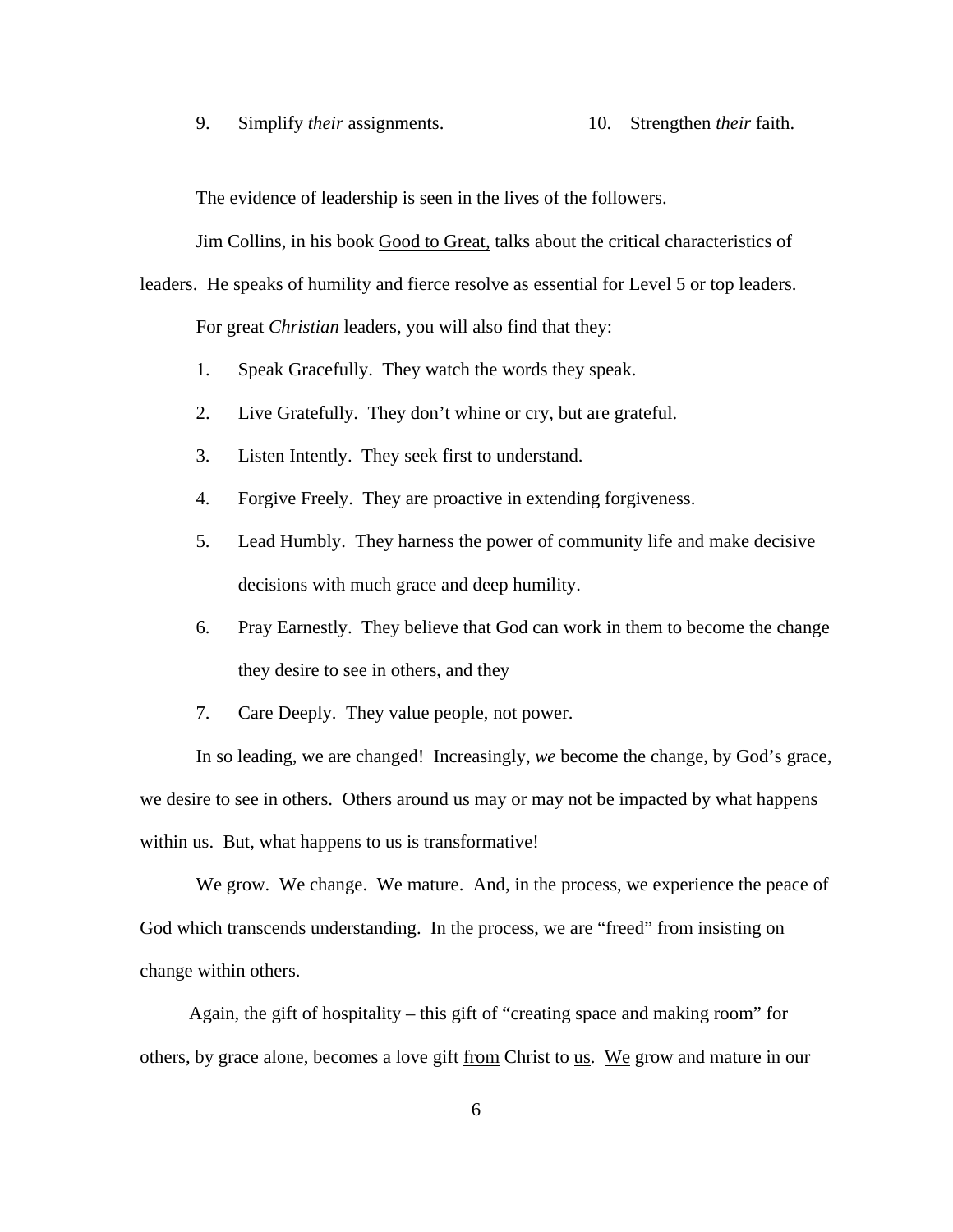9. Simplify *their* assignments.
10. Strengthen *their* faith.

The evidence of leadership is seen in the lives of the followers.

Jim Collins, in his book <u>Good to Great,</u> talks about the critical characteristics of leaders. He speaks of humility and fierce resolve as essential for Level 5 or top leaders.

For great *Christian* leaders, you will also find that they:

1. Speak Gracefully. They watch the words they speak.
2. Live Gratefully. They don't whine or cry, but are grateful.
3. Listen Intently. They seek first to understand.
4. Forgive Freely. They are proactive in extending forgiveness.
5. Lead Humbly. They harness the power of community life and make decisive decisions with much grace and deep humility.
6. Pray Earnestly. They believe that God can work in them to become the change they desire to see in others, and they
7. Care Deeply. They value people, not power.

In so leading, we are changed! Increasingly, *we* become the change, by God's grace, we desire to see in others. Others around us may or may not be impacted by what happens within us. But, what happens to us is transformative!

We grow. We change. We mature. And, in the process, we experience the peace of God which transcends understanding. In the process, we are "freed" from insisting on change within others.

Again, the gift of hospitality – this gift of "creating space and making room" for others, by grace alone, becomes a love gift <u>from</u> Christ to <u>us</u>. <u>We</u> grow and mature in our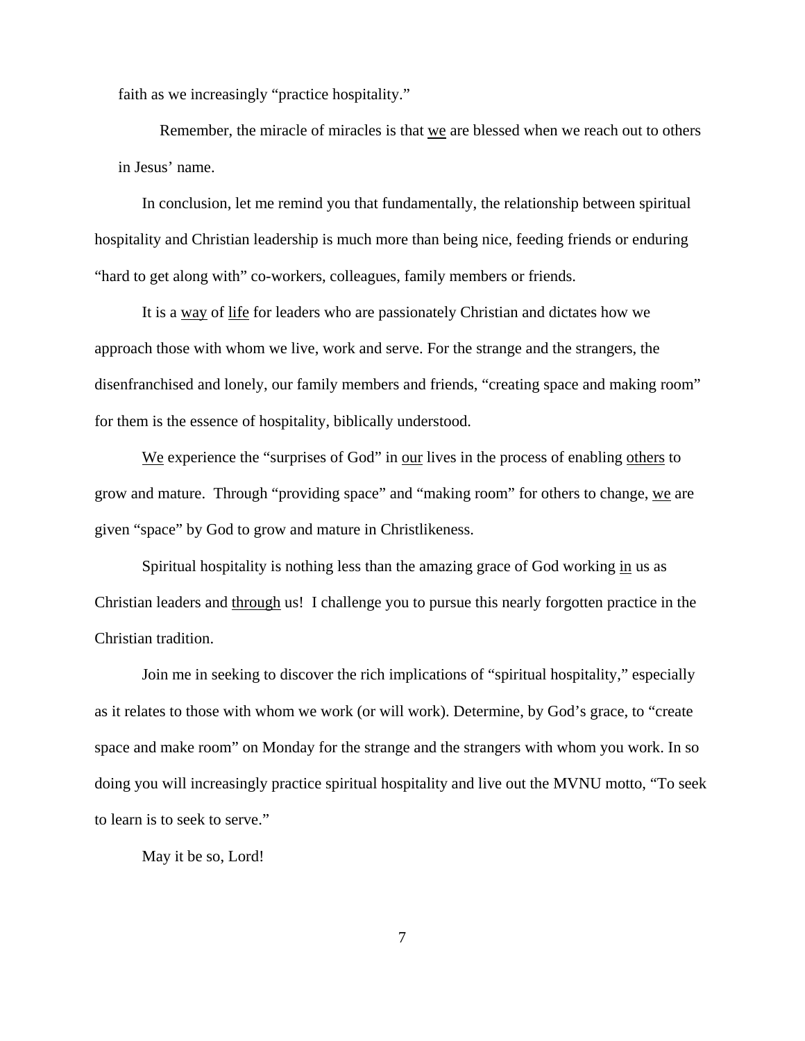faith as we increasingly "practice hospitality."

Remember, the miracle of miracles is that <u>we</u> are blessed when we reach out to others in Jesus' name.

In conclusion, let me remind you that fundamentally, the relationship between spiritual hospitality and Christian leadership is much more than being nice, feeding friends or enduring "hard to get along with" co-workers, colleagues, family members or friends.

It is a <u>way</u> of <u>life</u> for leaders who are passionately Christian and dictates how we approach those with whom we live, work and serve. For the strange and the strangers, the disenfranchised and lonely, our family members and friends, "creating space and making room" for them is the essence of hospitality, biblically understood.

<u>We</u> experience the "surprises of God" in <u>our</u> lives in the process of enabling <u>others</u> to grow and mature. Through "providing space" and "making room" for others to change, <u>we</u> are given "space" by God to grow and mature in Christlikeness.

Spiritual hospitality is nothing less than the amazing grace of God working <u>in</u> us as Christian leaders and <u>through</u> us! I challenge you to pursue this nearly forgotten practice in the Christian tradition.

Join me in seeking to discover the rich implications of "spiritual hospitality," especially as it relates to those with whom we work (or will work). Determine, by God's grace, to "create space and make room" on Monday for the strange and the strangers with whom you work. In so doing you will increasingly practice spiritual hospitality and live out the MVNU motto, "To seek to learn is to seek to serve."

May it be so, Lord!